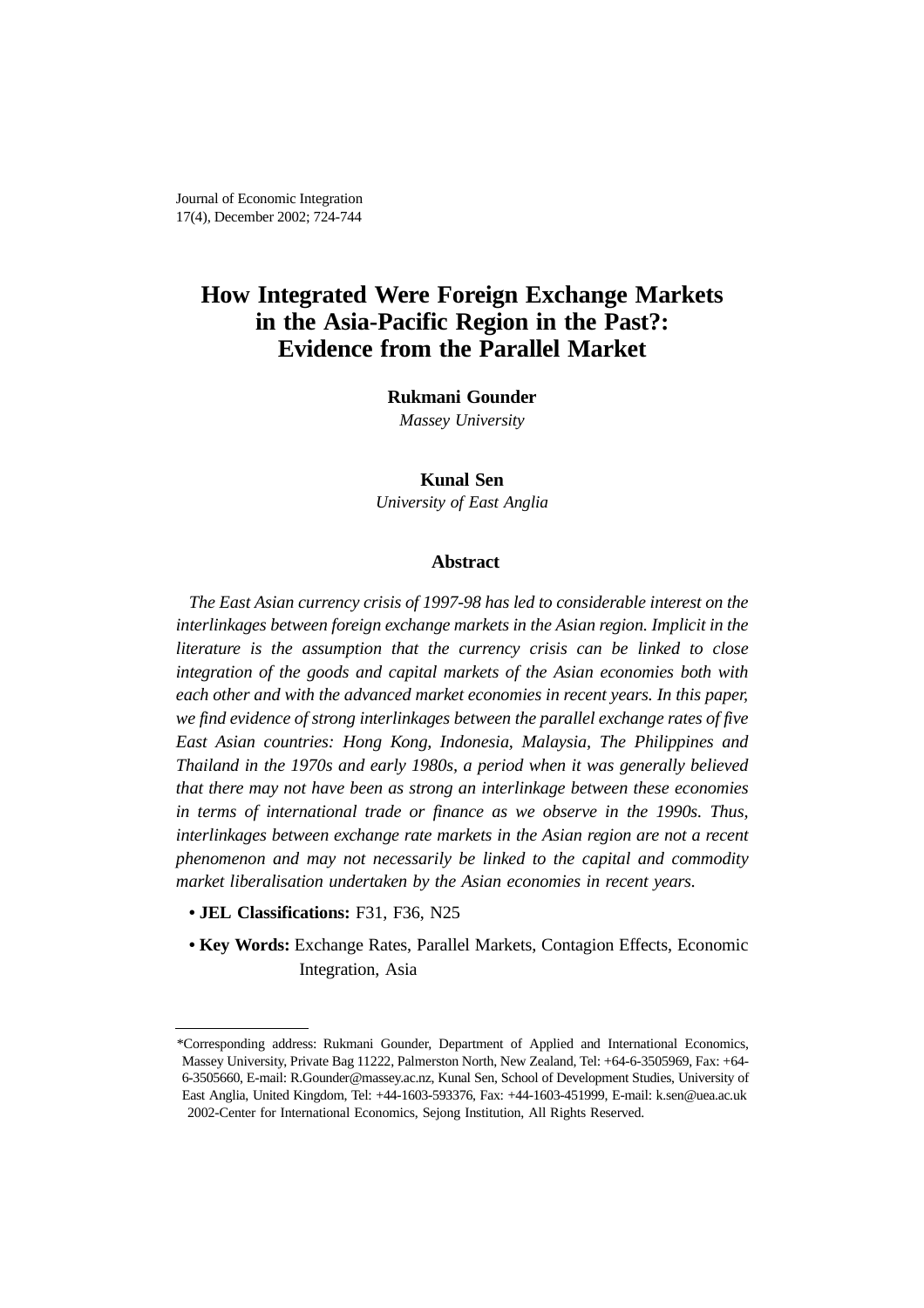Journal of Economic Integration
17(4), December 2002; 724-744

# How Integrated Were Foreign Exchange Markets in the Asia-Pacific Region in the Past?: Evidence from the Parallel Market

**Rukmani Gounder**
*Massey University*

**Kunal Sen**
*University of East Anglia*

## Abstract

*The East Asian currency crisis of 1997-98 has led to considerable interest on the interlinkages between foreign exchange markets in the Asian region. Implicit in the literature is the assumption that the currency crisis can be linked to close integration of the goods and capital markets of the Asian economies both with each other and with the advanced market economies in recent years. In this paper, we find evidence of strong interlinkages between the parallel exchange rates of five East Asian countries: Hong Kong, Indonesia, Malaysia, The Philippines and Thailand in the 1970s and early 1980s, a period when it was generally believed that there may not have been as strong an interlinkage between these economies in terms of international trade or finance as we observe in the 1990s. Thus, interlinkages between exchange rate markets in the Asian region are not a recent phenomenon and may not necessarily be linked to the capital and commodity market liberalisation undertaken by the Asian economies in recent years.*

- **JEL Classifications:** F31, F36, N25
- **Key Words:** Exchange Rates, Parallel Markets, Contagion Effects, Economic Integration, Asia

---

*Corresponding address: Rukmani Gounder, Department of Applied and International Economics, Massey University, Private Bag 11222, Palmerston North, New Zealand, Tel: +64-6-3505969, Fax: +64-6-3505660, E-mail: R.Gounder@massey.ac.nz, Kunal Sen, School of Development Studies, University of East Anglia, United Kingdom, Tel: +44-1603-593376, Fax: +44-1603-451999, E-mail: k.sen@uea.ac.uk
2002-Center for International Economics, Sejong Institution, All Rights Reserved.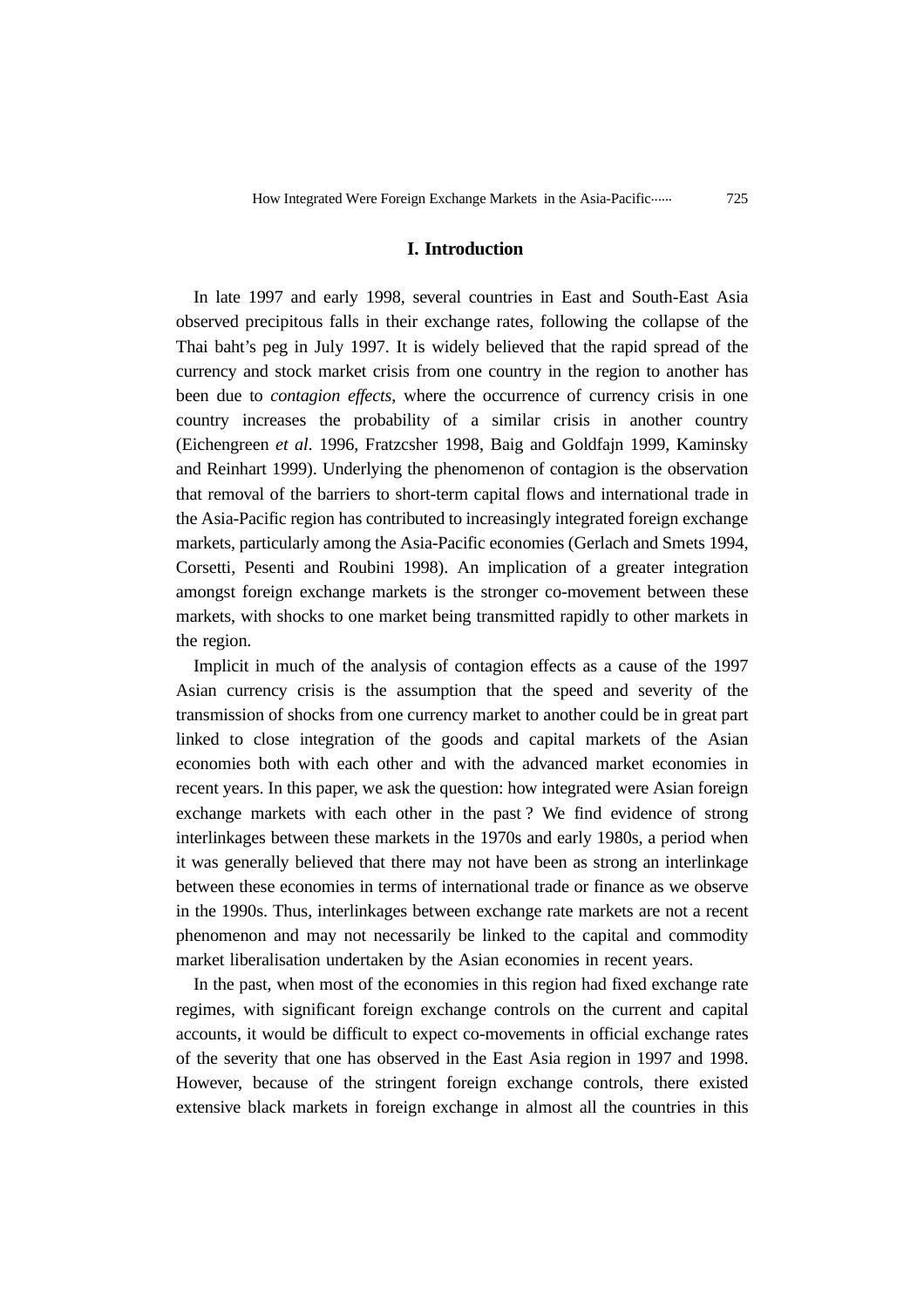## I. Introduction

In late 1997 and early 1998, several countries in East and South-East Asia observed precipitous falls in their exchange rates, following the collapse of the Thai baht's peg in July 1997. It is widely believed that the rapid spread of the currency and stock market crisis from one country in the region to another has been due to *contagion effects*, where the occurrence of currency crisis in one country increases the probability of a similar crisis in another country (Eichengreen *et al*. 1996, Fratzcsher 1998, Baig and Goldfajn 1999, Kaminsky and Reinhart 1999). Underlying the phenomenon of contagion is the observation that removal of the barriers to short-term capital flows and international trade in the Asia-Pacific region has contributed to increasingly integrated foreign exchange markets, particularly among the Asia-Pacific economies (Gerlach and Smets 1994, Corsetti, Pesenti and Roubini 1998). An implication of a greater integration amongst foreign exchange markets is the stronger co-movement between these markets, with shocks to one market being transmitted rapidly to other markets in the region.

Implicit in much of the analysis of contagion effects as a cause of the 1997 Asian currency crisis is the assumption that the speed and severity of the transmission of shocks from one currency market to another could be in great part linked to close integration of the goods and capital markets of the Asian economies both with each other and with the advanced market economies in recent years. In this paper, we ask the question: how integrated were Asian foreign exchange markets with each other in the past ? We find evidence of strong interlinkages between these markets in the 1970s and early 1980s, a period when it was generally believed that there may not have been as strong an interlinkage between these economies in terms of international trade or finance as we observe in the 1990s. Thus, interlinkages between exchange rate markets are not a recent phenomenon and may not necessarily be linked to the capital and commodity market liberalisation undertaken by the Asian economies in recent years.

In the past, when most of the economies in this region had fixed exchange rate regimes, with significant foreign exchange controls on the current and capital accounts, it would be difficult to expect co-movements in official exchange rates of the severity that one has observed in the East Asia region in 1997 and 1998. However, because of the stringent foreign exchange controls, there existed extensive black markets in foreign exchange in almost all the countries in this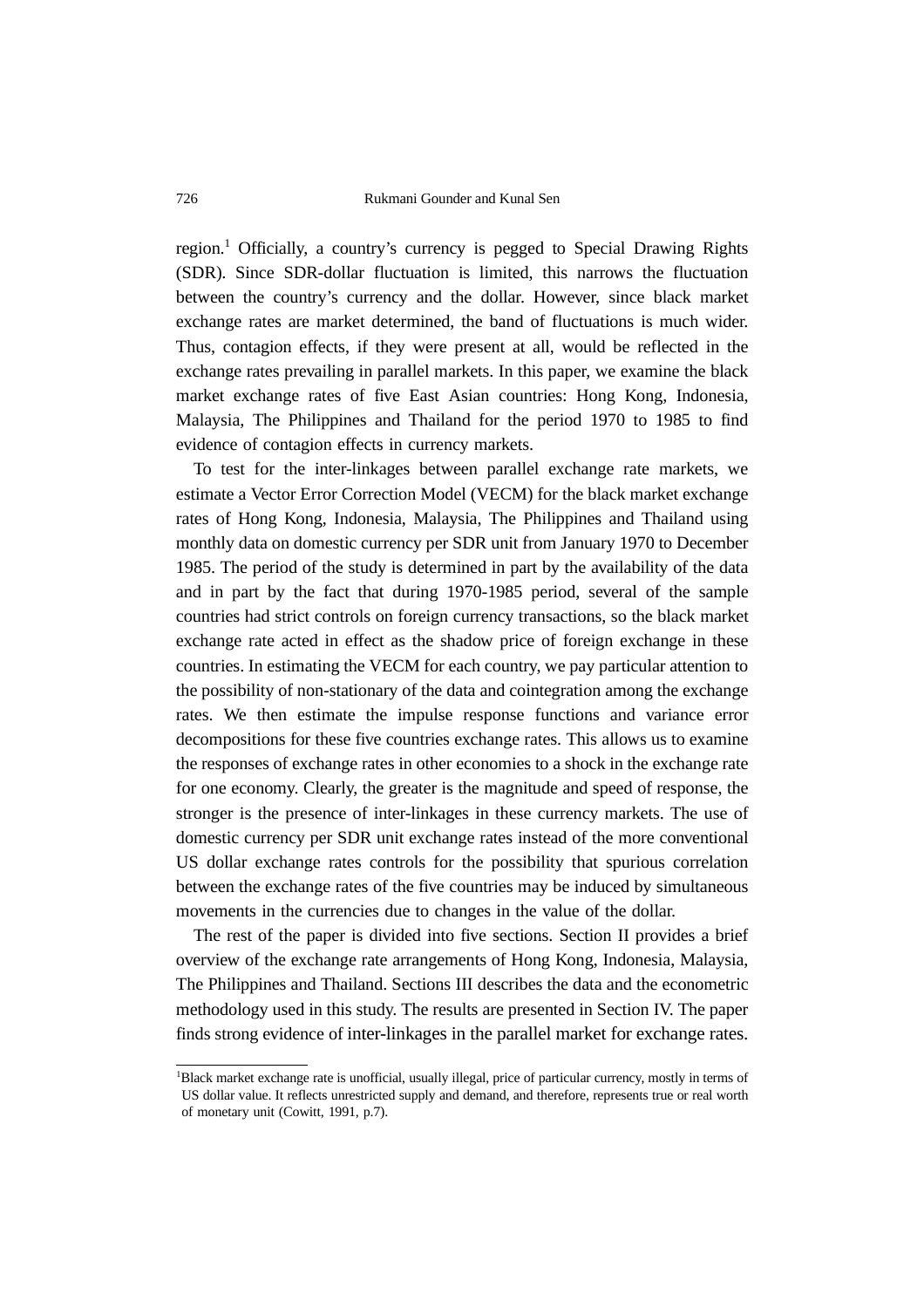region.[1] Officially, a country's currency is pegged to Special Drawing Rights (SDR). Since SDR-dollar fluctuation is limited, this narrows the fluctuation between the country's currency and the dollar. However, since black market exchange rates are market determined, the band of fluctuations is much wider. Thus, contagion effects, if they were present at all, would be reflected in the exchange rates prevailing in parallel markets. In this paper, we examine the black market exchange rates of five East Asian countries: Hong Kong, Indonesia, Malaysia, The Philippines and Thailand for the period 1970 to 1985 to find evidence of contagion effects in currency markets.

To test for the inter-linkages between parallel exchange rate markets, we estimate a Vector Error Correction Model (VECM) for the black market exchange rates of Hong Kong, Indonesia, Malaysia, The Philippines and Thailand using monthly data on domestic currency per SDR unit from January 1970 to December 1985. The period of the study is determined in part by the availability of the data and in part by the fact that during 1970-1985 period, several of the sample countries had strict controls on foreign currency transactions, so the black market exchange rate acted in effect as the shadow price of foreign exchange in these countries. In estimating the VECM for each country, we pay particular attention to the possibility of non-stationary of the data and cointegration among the exchange rates. We then estimate the impulse response functions and variance error decompositions for these five countries exchange rates. This allows us to examine the responses of exchange rates in other economies to a shock in the exchange rate for one economy. Clearly, the greater is the magnitude and speed of response, the stronger is the presence of inter-linkages in these currency markets. The use of domestic currency per SDR unit exchange rates instead of the more conventional US dollar exchange rates controls for the possibility that spurious correlation between the exchange rates of the five countries may be induced by simultaneous movements in the currencies due to changes in the value of the dollar.

The rest of the paper is divided into five sections. Section II provides a brief overview of the exchange rate arrangements of Hong Kong, Indonesia, Malaysia, The Philippines and Thailand. Sections III describes the data and the econometric methodology used in this study. The results are presented in Section IV. The paper finds strong evidence of inter-linkages in the parallel market for exchange rates.

---

[1] Black market exchange rate is unofficial, usually illegal, price of particular currency, mostly in terms of US dollar value. It reflects unrestricted supply and demand, and therefore, represents true or real worth of monetary unit (Cowitt, 1991, p.7).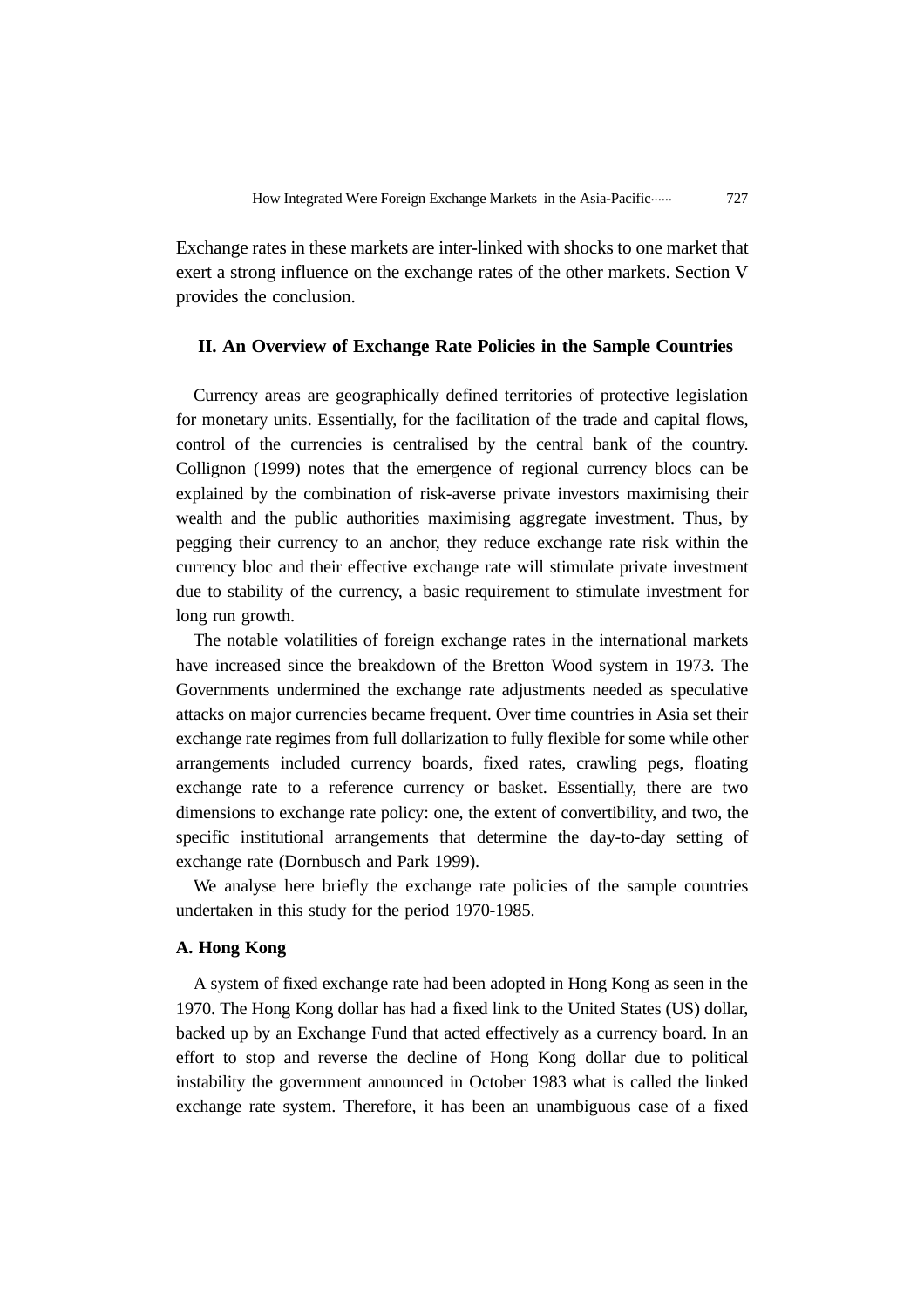Exchange rates in these markets are inter-linked with shocks to one market that exert a strong influence on the exchange rates of the other markets. Section V provides the conclusion.

## II. An Overview of Exchange Rate Policies in the Sample Countries

Currency areas are geographically defined territories of protective legislation for monetary units. Essentially, for the facilitation of the trade and capital flows, control of the currencies is centralised by the central bank of the country. Collignon (1999) notes that the emergence of regional currency blocs can be explained by the combination of risk-averse private investors maximising their wealth and the public authorities maximising aggregate investment. Thus, by pegging their currency to an anchor, they reduce exchange rate risk within the currency bloc and their effective exchange rate will stimulate private investment due to stability of the currency, a basic requirement to stimulate investment for long run growth.

The notable volatilities of foreign exchange rates in the international markets have increased since the breakdown of the Bretton Wood system in 1973. The Governments undermined the exchange rate adjustments needed as speculative attacks on major currencies became frequent. Over time countries in Asia set their exchange rate regimes from full dollarization to fully flexible for some while other arrangements included currency boards, fixed rates, crawling pegs, floating exchange rate to a reference currency or basket. Essentially, there are two dimensions to exchange rate policy: one, the extent of convertibility, and two, the specific institutional arrangements that determine the day-to-day setting of exchange rate (Dornbusch and Park 1999).

We analyse here briefly the exchange rate policies of the sample countries undertaken in this study for the period 1970-1985.

### A. Hong Kong

A system of fixed exchange rate had been adopted in Hong Kong as seen in the 1970. The Hong Kong dollar has had a fixed link to the United States (US) dollar, backed up by an Exchange Fund that acted effectively as a currency board. In an effort to stop and reverse the decline of Hong Kong dollar due to political instability the government announced in October 1983 what is called the linked exchange rate system. Therefore, it has been an unambiguous case of a fixed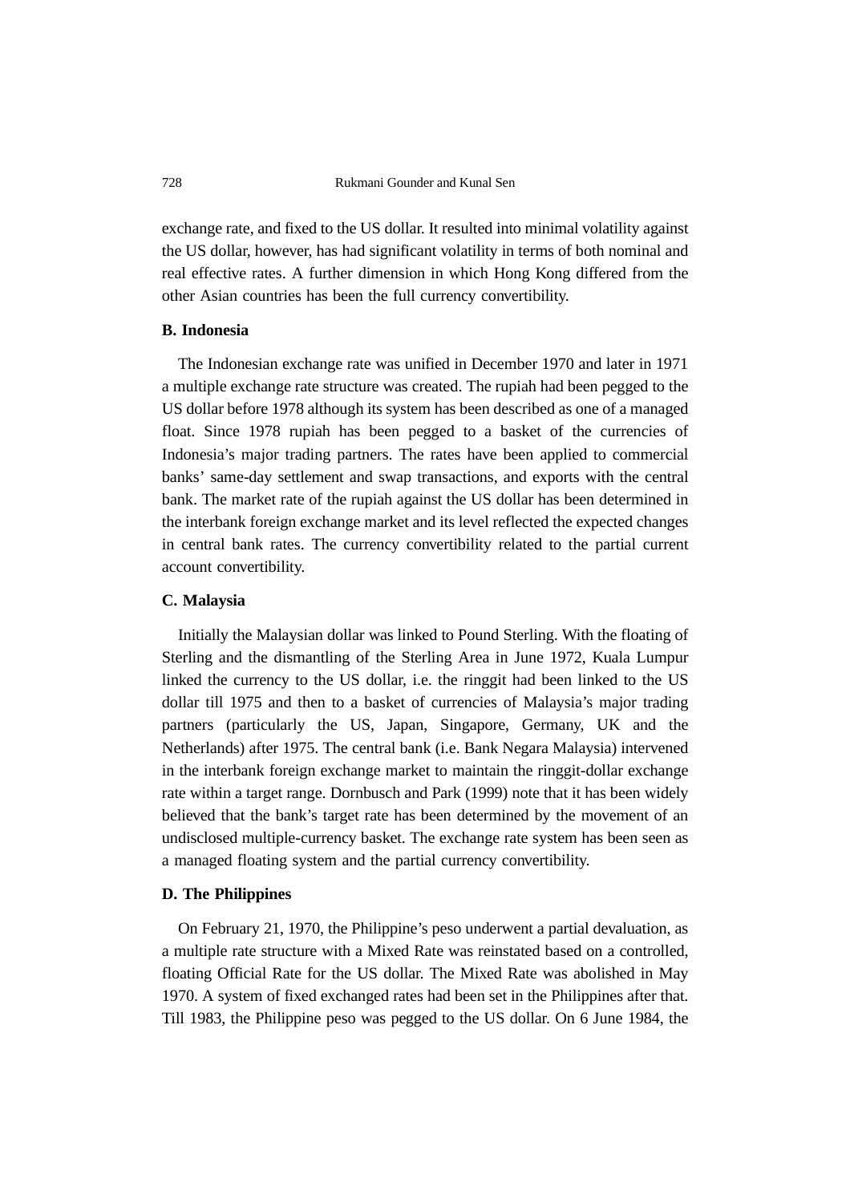exchange rate, and fixed to the US dollar. It resulted into minimal volatility against the US dollar, however, has had significant volatility in terms of both nominal and real effective rates. A further dimension in which Hong Kong differed from the other Asian countries has been the full currency convertibility.

### B. Indonesia

The Indonesian exchange rate was unified in December 1970 and later in 1971 a multiple exchange rate structure was created. The rupiah had been pegged to the US dollar before 1978 although its system has been described as one of a managed float. Since 1978 rupiah has been pegged to a basket of the currencies of Indonesia's major trading partners. The rates have been applied to commercial banks' same-day settlement and swap transactions, and exports with the central bank. The market rate of the rupiah against the US dollar has been determined in the interbank foreign exchange market and its level reflected the expected changes in central bank rates. The currency convertibility related to the partial current account convertibility.

### C. Malaysia

Initially the Malaysian dollar was linked to Pound Sterling. With the floating of Sterling and the dismantling of the Sterling Area in June 1972, Kuala Lumpur linked the currency to the US dollar, i.e. the ringgit had been linked to the US dollar till 1975 and then to a basket of currencies of Malaysia's major trading partners (particularly the US, Japan, Singapore, Germany, UK and the Netherlands) after 1975. The central bank (i.e. Bank Negara Malaysia) intervened in the interbank foreign exchange market to maintain the ringgit-dollar exchange rate within a target range. Dornbusch and Park (1999) note that it has been widely believed that the bank's target rate has been determined by the movement of an undisclosed multiple-currency basket. The exchange rate system has been seen as a managed floating system and the partial currency convertibility.

### D. The Philippines

On February 21, 1970, the Philippine's peso underwent a partial devaluation, as a multiple rate structure with a Mixed Rate was reinstated based on a controlled, floating Official Rate for the US dollar. The Mixed Rate was abolished in May 1970. A system of fixed exchanged rates had been set in the Philippines after that. Till 1983, the Philippine peso was pegged to the US dollar. On 6 June 1984, the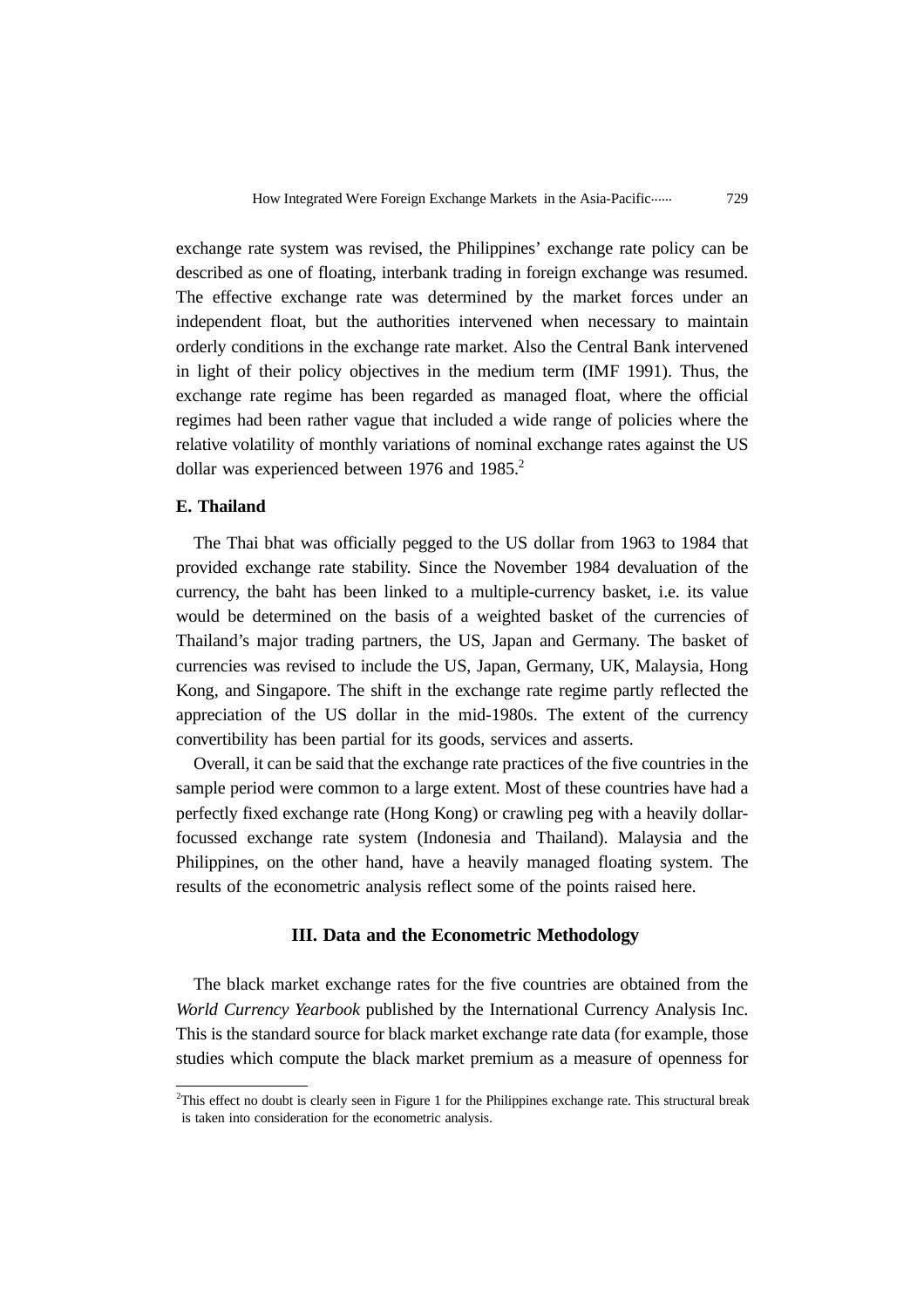exchange rate system was revised, the Philippines' exchange rate policy can be described as one of floating, interbank trading in foreign exchange was resumed. The effective exchange rate was determined by the market forces under an independent float, but the authorities intervened when necessary to maintain orderly conditions in the exchange rate market. Also the Central Bank intervened in light of their policy objectives in the medium term (IMF 1991). Thus, the exchange rate regime has been regarded as managed float, where the official regimes had been rather vague that included a wide range of policies where the relative volatility of monthly variations of nominal exchange rates against the US dollar was experienced between 1976 and 1985.[2]

### E. Thailand

The Thai bhat was officially pegged to the US dollar from 1963 to 1984 that provided exchange rate stability. Since the November 1984 devaluation of the currency, the baht has been linked to a multiple-currency basket, i.e. its value would be determined on the basis of a weighted basket of the currencies of Thailand's major trading partners, the US, Japan and Germany. The basket of currencies was revised to include the US, Japan, Germany, UK, Malaysia, Hong Kong, and Singapore. The shift in the exchange rate regime partly reflected the appreciation of the US dollar in the mid-1980s. The extent of the currency convertibility has been partial for its goods, services and asserts.

Overall, it can be said that the exchange rate practices of the five countries in the sample period were common to a large extent. Most of these countries have had a perfectly fixed exchange rate (Hong Kong) or crawling peg with a heavily dollar-focussed exchange rate system (Indonesia and Thailand). Malaysia and the Philippines, on the other hand, have a heavily managed floating system. The results of the econometric analysis reflect some of the points raised here.

## III. Data and the Econometric Methodology

The black market exchange rates for the five countries are obtained from the *World Currency Yearbook* published by the International Currency Analysis Inc. This is the standard source for black market exchange rate data (for example, those studies which compute the black market premium as a measure of openness for

---

[2]This effect no doubt is clearly seen in Figure 1 for the Philippines exchange rate. This structural break is taken into consideration for the econometric analysis.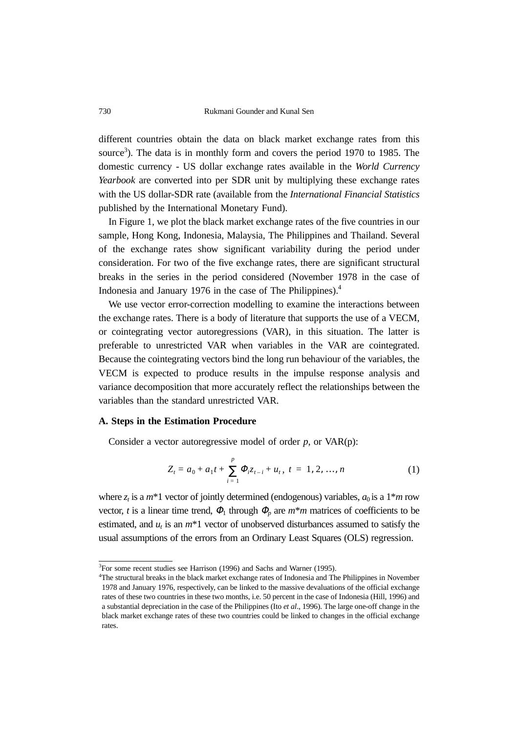different countries obtain the data on black market exchange rates from this source[3]). The data is in monthly form and covers the period 1970 to 1985. The domestic currency - US dollar exchange rates available in the *World Currency Yearbook* are converted into per SDR unit by multiplying these exchange rates with the US dollar-SDR rate (available from the *International Financial Statistics* published by the International Monetary Fund).

In Figure 1, we plot the black market exchange rates of the five countries in our sample, Hong Kong, Indonesia, Malaysia, The Philippines and Thailand. Several of the exchange rates show significant variability during the period under consideration. For two of the five exchange rates, there are significant structural breaks in the series in the period considered (November 1978 in the case of Indonesia and January 1976 in the case of The Philippines).[4]

We use vector error-correction modelling to examine the interactions between the exchange rates. There is a body of literature that supports the use of a VECM, or cointegrating vector autoregressions (VAR), in this situation. The latter is preferable to unrestricted VAR when variables in the VAR are cointegrated. Because the cointegrating vectors bind the long run behaviour of the variables, the VECM is expected to produce results in the impulse response analysis and variance decomposition that more accurately reflect the relationships between the variables than the standard unrestricted VAR.

### A. Steps in the Estimation Procedure

Consider a vector autoregressive model of order $p$, or VAR(p):

$$Z_t = a_0 + a_1 t + \sum_{i=1}^{p} \Phi_i z_{t-i} + u_t, \ t = 1, 2, \ldots, n \tag{1}$$

where $z_t$ is a $m$*1 vector of jointly determined (endogenous) variables, $a_0$ is a 1*$m$ row vector, $t$ is a linear time trend, $\Phi_1$ through $\Phi_p$ are $m$*$m$ matrices of coefficients to be estimated, and $u_t$ is an $m$*1 vector of unobserved disturbances assumed to satisfy the usual assumptions of the errors from an Ordinary Least Squares (OLS) regression.

---

[3]For some recent studies see Harrison (1996) and Sachs and Warner (1995).

[4]The structural breaks in the black market exchange rates of Indonesia and The Philippines in November 1978 and January 1976, respectively, can be linked to the massive devaluations of the official exchange rates of these two countries in these two months, i.e. 50 percent in the case of Indonesia (Hill, 1996) and a substantial depreciation in the case of the Philippines (Ito *et al*., 1996). The large one-off change in the black market exchange rates of these two countries could be linked to changes in the official exchange rates.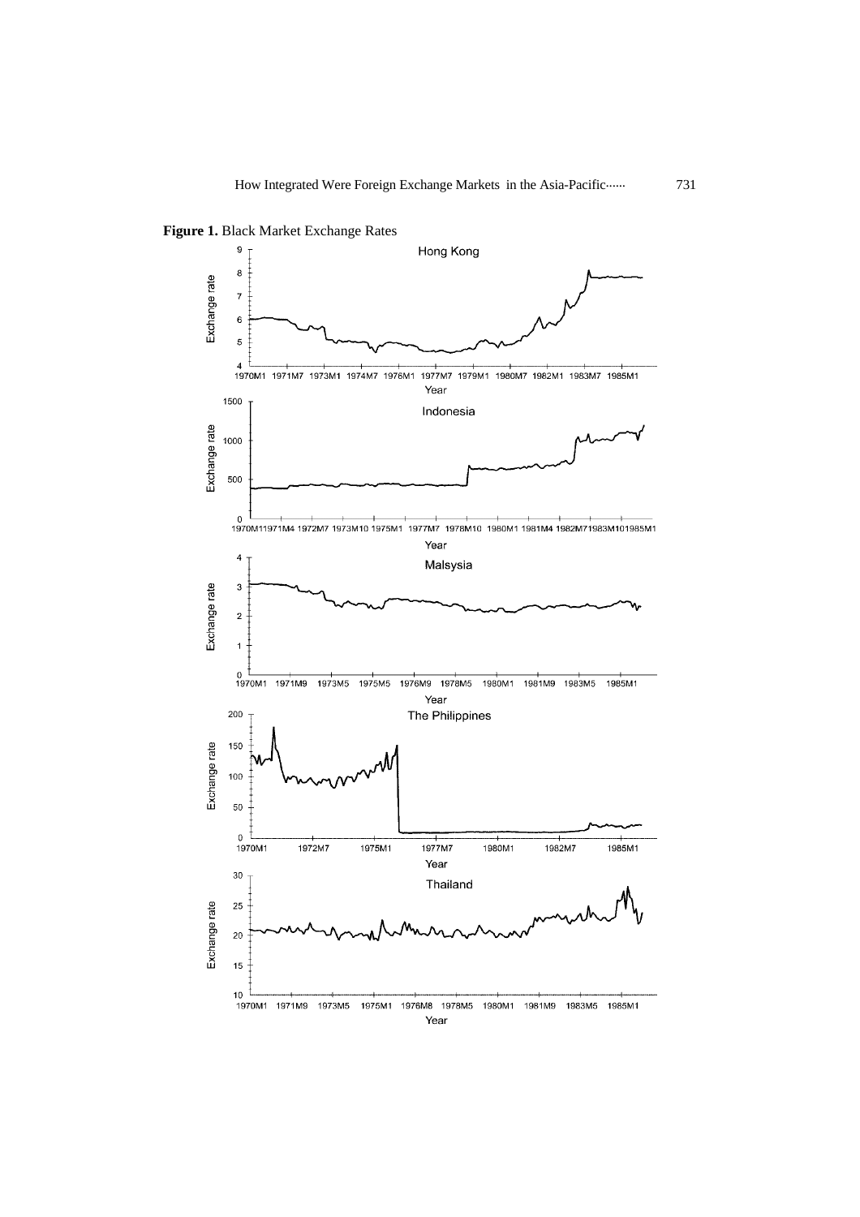**Figure 1.** Black Market Exchange Rates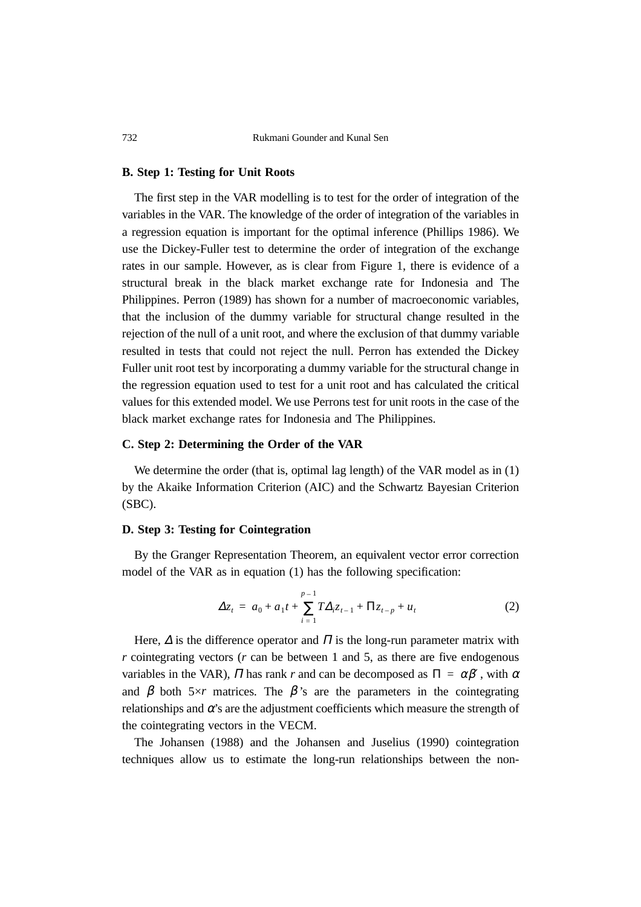### B. Step 1: Testing for Unit Roots

The first step in the VAR modelling is to test for the order of integration of the variables in the VAR. The knowledge of the order of integration of the variables in a regression equation is important for the optimal inference (Phillips 1986). We use the Dickey-Fuller test to determine the order of integration of the exchange rates in our sample. However, as is clear from Figure 1, there is evidence of a structural break in the black market exchange rate for Indonesia and The Philippines. Perron (1989) has shown for a number of macroeconomic variables, that the inclusion of the dummy variable for structural change resulted in the rejection of the null of a unit root, and where the exclusion of that dummy variable resulted in tests that could not reject the null. Perron has extended the Dickey Fuller unit root test by incorporating a dummy variable for the structural change in the regression equation used to test for a unit root and has calculated the critical values for this extended model. We use Perrons test for unit roots in the case of the black market exchange rates for Indonesia and The Philippines.

### C. Step 2: Determining the Order of the VAR

We determine the order (that is, optimal lag length) of the VAR model as in (1) by the Akaike Information Criterion (AIC) and the Schwartz Bayesian Criterion (SBC).

### D. Step 3: Testing for Cointegration

By the Granger Representation Theorem, an equivalent vector error correction model of the VAR as in equation (1) has the following specification:

$$\Delta z_t = a_0 + a_1 t + \sum_{i=1}^{p-1} T \Delta_i z_{t-1} + \Pi z_{t-p} + u_t \tag{2}$$

Here, $\Delta$ is the difference operator and $\Pi$ is the long-run parameter matrix with $r$ cointegrating vectors ($r$ can be between 1 and 5, as there are five endogenous variables in the VAR), $\Pi$ has rank $r$ and can be decomposed as $\Pi = \alpha\beta'$, with $\alpha$ and $\beta$ both $5 \times r$ matrices. The $\beta$'s are the parameters in the cointegrating relationships and $\alpha$'s are the adjustment coefficients which measure the strength of the cointegrating vectors in the VECM.

The Johansen (1988) and the Johansen and Juselius (1990) cointegration techniques allow us to estimate the long-run relationships between the non-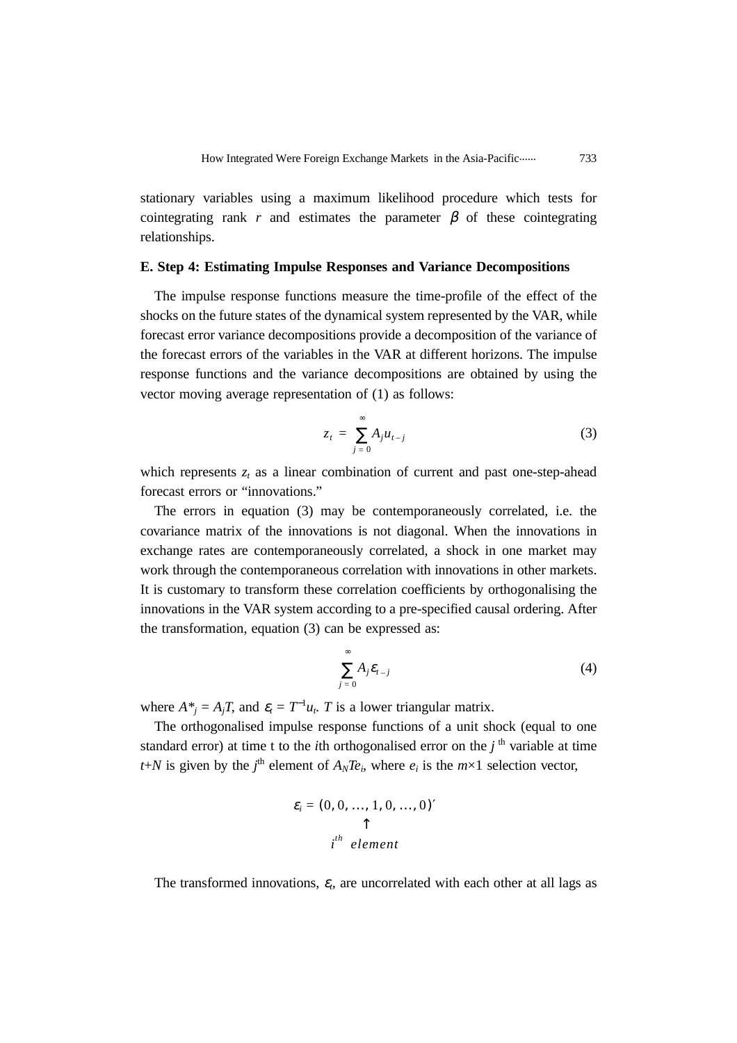stationary variables using a maximum likelihood procedure which tests for cointegrating rank $r$ and estimates the parameter $\beta$ of these cointegrating relationships.

**E. Step 4: Estimating Impulse Responses and Variance Decompositions**

The impulse response functions measure the time-profile of the effect of the shocks on the future states of the dynamical system represented by the VAR, while forecast error variance decompositions provide a decomposition of the variance of the forecast errors of the variables in the VAR at different horizons. The impulse response functions and the variance decompositions are obtained by using the vector moving average representation of (1) as follows:

$$z_t = \sum_{j=0}^{\infty} A_j u_{t-j} \tag{3}$$

which represents $z_t$ as a linear combination of current and past one-step-ahead forecast errors or "innovations."

The errors in equation (3) may be contemporaneously correlated, i.e. the covariance matrix of the innovations is not diagonal. When the innovations in exchange rates are contemporaneously correlated, a shock in one market may work through the contemporaneous correlation with innovations in other markets. It is customary to transform these correlation coefficients by orthogonalising the innovations in the VAR system according to a pre-specified causal ordering. After the transformation, equation (3) can be expressed as:

$$\sum_{j=0}^{\infty} A_j \varepsilon_{t-j} \tag{4}$$

where $A^*_j = A_j T$, and $\varepsilon_t = T^{-1} u_t$. $T$ is a lower triangular matrix.

The orthogonalised impulse response functions of a unit shock (equal to one standard error) at time t to the $i$th orthogonalised error on the $j$ th variable at time $t+N$ is given by the $j^{th}$ element of $A_N T e_i$, where $e_i$ is the $m\times 1$ selection vector,

$$\varepsilon_i = (0, 0, \ldots, 1, 0, \ldots, 0)' \quad \text{(1 at the } i^{th} \text{ element)}$$

The transformed innovations, $\varepsilon_t$, are uncorrelated with each other at all lags as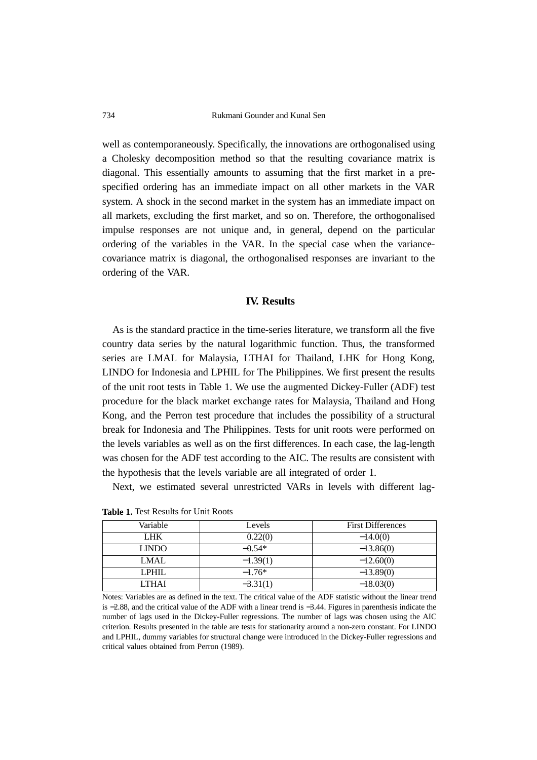well as contemporaneously. Specifically, the innovations are orthogonalised using a Cholesky decomposition method so that the resulting covariance matrix is diagonal. This essentially amounts to assuming that the first market in a pre-specified ordering has an immediate impact on all other markets in the VAR system. A shock in the second market in the system has an immediate impact on all markets, excluding the first market, and so on. Therefore, the orthogonalised impulse responses are not unique and, in general, depend on the particular ordering of the variables in the VAR. In the special case when the variance-covariance matrix is diagonal, the orthogonalised responses are invariant to the ordering of the VAR.

## IV. Results

As is the standard practice in the time-series literature, we transform all the five country data series by the natural logarithmic function. Thus, the transformed series are LMAL for Malaysia, LTHAI for Thailand, LHK for Hong Kong, LINDO for Indonesia and LPHIL for The Philippines. We first present the results of the unit root tests in Table 1. We use the augmented Dickey-Fuller (ADF) test procedure for the black market exchange rates for Malaysia, Thailand and Hong Kong, and the Perron test procedure that includes the possibility of a structural break for Indonesia and The Philippines. Tests for unit roots were performed on the levels variables as well as on the first differences. In each case, the lag-length was chosen for the ADF test according to the AIC. The results are consistent with the hypothesis that the levels variable are all integrated of order 1.

Next, we estimated several unrestricted VARs in levels with different lag-

**Table 1.** Test Results for Unit Roots

| Variable | Levels | First Differences |
|---|---|---|
| LHK | 0.22(0) | −14.0(0) |
| LINDO | −0.54* | −13.86(0) |
| LMAL | −1.39(1) | −12.60(0) |
| LPHIL | −1.76* | −13.89(0) |
| LTHAI | −3.31(1) | −18.03(0) |

Notes: Variables are as defined in the text. The critical value of the ADF statistic without the linear trend is −2.88, and the critical value of the ADF with a linear trend is −3.44. Figures in parenthesis indicate the number of lags used in the Dickey-Fuller regressions. The number of lags was chosen using the AIC criterion. Results presented in the table are tests for stationarity around a non-zero constant. For LINDO and LPHIL, dummy variables for structural change were introduced in the Dickey-Fuller regressions and critical values obtained from Perron (1989).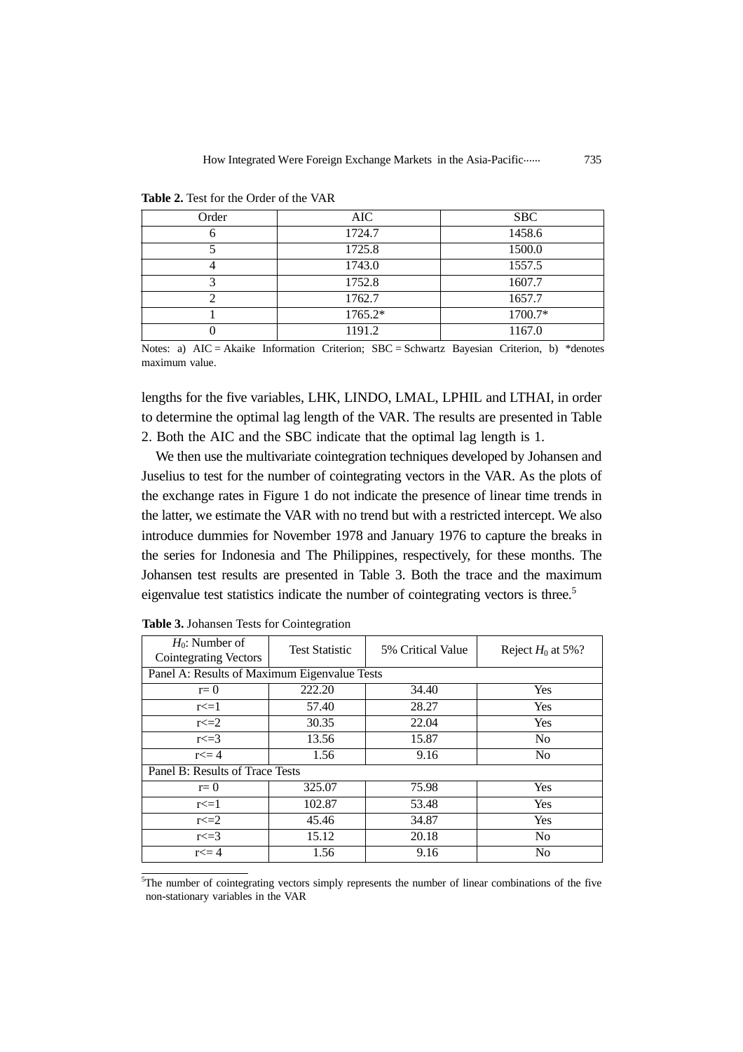**Table 2.** Test for the Order of the VAR

| Order | AIC | SBC |
|---|---|---|
| 6 | 1724.7 | 1458.6 |
| 5 | 1725.8 | 1500.0 |
| 4 | 1743.0 | 1557.5 |
| 3 | 1752.8 | 1607.7 |
| 2 | 1762.7 | 1657.7 |
| 1 | 1765.2* | 1700.7* |
| 0 | 1191.2 | 1167.0 |

Notes: a) AIC = Akaike Information Criterion; SBC = Schwartz Bayesian Criterion, b) *denotes maximum value.

lengths for the five variables, LHK, LINDO, LMAL, LPHIL and LTHAI, in order to determine the optimal lag length of the VAR. The results are presented in Table 2. Both the AIC and the SBC indicate that the optimal lag length is 1.

We then use the multivariate cointegration techniques developed by Johansen and Juselius to test for the number of cointegrating vectors in the VAR. As the plots of the exchange rates in Figure 1 do not indicate the presence of linear time trends in the latter, we estimate the VAR with no trend but with a restricted intercept. We also introduce dummies for November 1978 and January 1976 to capture the breaks in the series for Indonesia and The Philippines, respectively, for these months. The Johansen test results are presented in Table 3. Both the trace and the maximum eigenvalue test statistics indicate the number of cointegrating vectors is three.[5]

**Table 3.** Johansen Tests for Cointegration

| $H_0$: Number of Cointegrating Vectors | Test Statistic | 5% Critical Value | Reject $H_0$ at 5%? |
|---|---|---|---|
| Panel A: Results of Maximum Eigenvalue Tests | | | |
| r= 0 | 222.20 | 34.40 | Yes |
| r<=1 | 57.40 | 28.27 | Yes |
| r<=2 | 30.35 | 22.04 | Yes |
| r<=3 | 13.56 | 15.87 | No |
| r<= 4 | 1.56 | 9.16 | No |
| Panel B: Results of Trace Tests | | | |
| r= 0 | 325.07 | 75.98 | Yes |
| r<=1 | 102.87 | 53.48 | Yes |
| r<=2 | 45.46 | 34.87 | Yes |
| r<=3 | 15.12 | 20.18 | No |
| r<= 4 | 1.56 | 9.16 | No |

[5]The number of cointegrating vectors simply represents the number of linear combinations of the five non-stationary variables in the VAR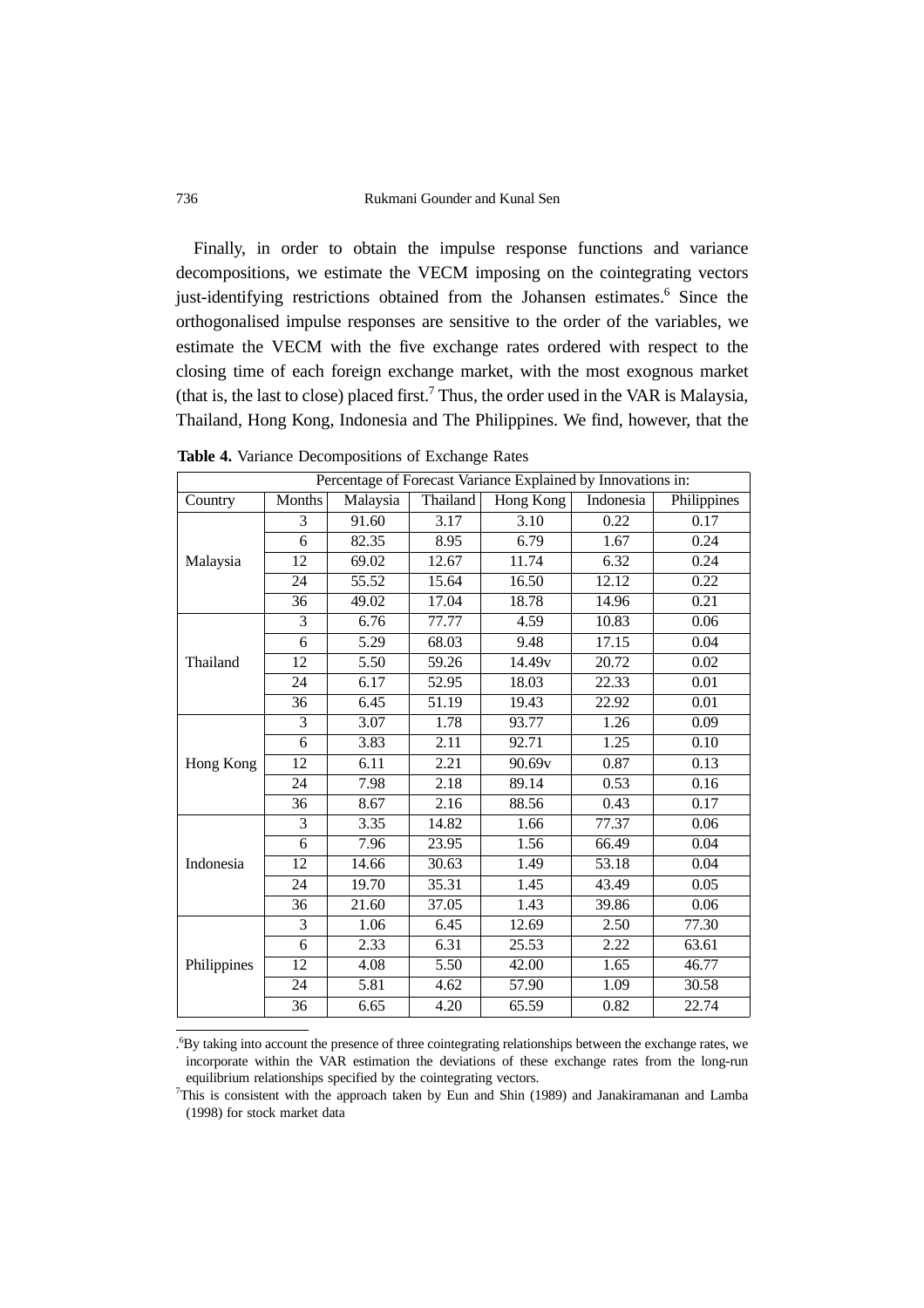Finally, in order to obtain the impulse response functions and variance decompositions, we estimate the VECM imposing on the cointegrating vectors just-identifying restrictions obtained from the Johansen estimates.[6] Since the orthogonalised impulse responses are sensitive to the order of the variables, we estimate the VECM with the five exchange rates ordered with respect to the closing time of each foreign exchange market, with the most exognous market (that is, the last to close) placed first.[7] Thus, the order used in the VAR is Malaysia, Thailand, Hong Kong, Indonesia and The Philippines. We find, however, that the

**Table 4.** Variance Decompositions of Exchange Rates

| | | Percentage of Forecast Variance Explained by Innovations in: | | | | |
|---|---|---|---|---|---|---|
| Country | Months | Malaysia | Thailand | Hong Kong | Indonesia | Philippines |
| Malaysia | 3 | 91.60 | 3.17 | 3.10 | 0.22 | 0.17 |
| | 6 | 82.35 | 8.95 | 6.79 | 1.67 | 0.24 |
| | 12 | 69.02 | 12.67 | 11.74 | 6.32 | 0.24 |
| | 24 | 55.52 | 15.64 | 16.50 | 12.12 | 0.22 |
| | 36 | 49.02 | 17.04 | 18.78 | 14.96 | 0.21 |
| Thailand | 3 | 6.76 | 77.77 | 4.59 | 10.83 | 0.06 |
| | 6 | 5.29 | 68.03 | 9.48 | 17.15 | 0.04 |
| | 12 | 5.50 | 59.26 | 14.49v | 20.72 | 0.02 |
| | 24 | 6.17 | 52.95 | 18.03 | 22.33 | 0.01 |
| | 36 | 6.45 | 51.19 | 19.43 | 22.92 | 0.01 |
| Hong Kong | 3 | 3.07 | 1.78 | 93.77 | 1.26 | 0.09 |
| | 6 | 3.83 | 2.11 | 92.71 | 1.25 | 0.10 |
| | 12 | 6.11 | 2.21 | 90.69v | 0.87 | 0.13 |
| | 24 | 7.98 | 2.18 | 89.14 | 0.53 | 0.16 |
| | 36 | 8.67 | 2.16 | 88.56 | 0.43 | 0.17 |
| Indonesia | 3 | 3.35 | 14.82 | 1.66 | 77.37 | 0.06 |
| | 6 | 7.96 | 23.95 | 1.56 | 66.49 | 0.04 |
| | 12 | 14.66 | 30.63 | 1.49 | 53.18 | 0.04 |
| | 24 | 19.70 | 35.31 | 1.45 | 43.49 | 0.05 |
| | 36 | 21.60 | 37.05 | 1.43 | 39.86 | 0.06 |
| Philippines | 3 | 1.06 | 6.45 | 12.69 | 2.50 | 77.30 |
| | 6 | 2.33 | 6.31 | 25.53 | 2.22 | 63.61 |
| | 12 | 4.08 | 5.50 | 42.00 | 1.65 | 46.77 |
| | 24 | 5.81 | 4.62 | 57.90 | 1.09 | 30.58 |
| | 36 | 6.65 | 4.20 | 65.59 | 0.82 | 22.74 |

.[6]By taking into account the presence of three cointegrating relationships between the exchange rates, we incorporate within the VAR estimation the deviations of these exchange rates from the long-run equilibrium relationships specified by the cointegrating vectors.

[7]This is consistent with the approach taken by Eun and Shin (1989) and Janakiramanan and Lamba (1998) for stock market data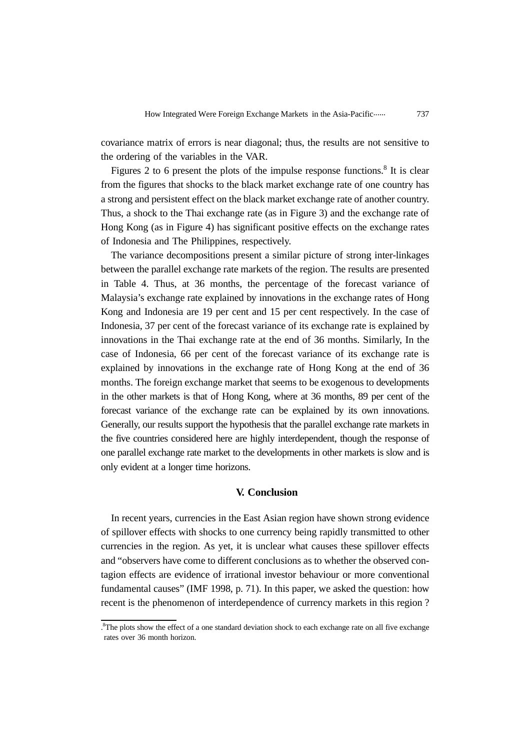covariance matrix of errors is near diagonal; thus, the results are not sensitive to the ordering of the variables in the VAR.

Figures 2 to 6 present the plots of the impulse response functions.[8] It is clear from the figures that shocks to the black market exchange rate of one country has a strong and persistent effect on the black market exchange rate of another country. Thus, a shock to the Thai exchange rate (as in Figure 3) and the exchange rate of Hong Kong (as in Figure 4) has significant positive effects on the exchange rates of Indonesia and The Philippines, respectively.

The variance decompositions present a similar picture of strong inter-linkages between the parallel exchange rate markets of the region. The results are presented in Table 4. Thus, at 36 months, the percentage of the forecast variance of Malaysia's exchange rate explained by innovations in the exchange rates of Hong Kong and Indonesia are 19 per cent and 15 per cent respectively. In the case of Indonesia, 37 per cent of the forecast variance of its exchange rate is explained by innovations in the Thai exchange rate at the end of 36 months. Similarly, In the case of Indonesia, 66 per cent of the forecast variance of its exchange rate is explained by innovations in the exchange rate of Hong Kong at the end of 36 months. The foreign exchange market that seems to be exogenous to developments in the other markets is that of Hong Kong, where at 36 months, 89 per cent of the forecast variance of the exchange rate can be explained by its own innovations. Generally, our results support the hypothesis that the parallel exchange rate markets in the five countries considered here are highly interdependent, though the response of one parallel exchange rate market to the developments in other markets is slow and is only evident at a longer time horizons.

## V. Conclusion

In recent years, currencies in the East Asian region have shown strong evidence of spillover effects with shocks to one currency being rapidly transmitted to other currencies in the region. As yet, it is unclear what causes these spillover effects and "observers have come to different conclusions as to whether the observed contagion effects are evidence of irrational investor behaviour or more conventional fundamental causes" (IMF 1998, p. 71). In this paper, we asked the question: how recent is the phenomenon of interdependence of currency markets in this region ?

---

[8] The plots show the effect of a one standard deviation shock to each exchange rate on all five exchange rates over 36 month horizon.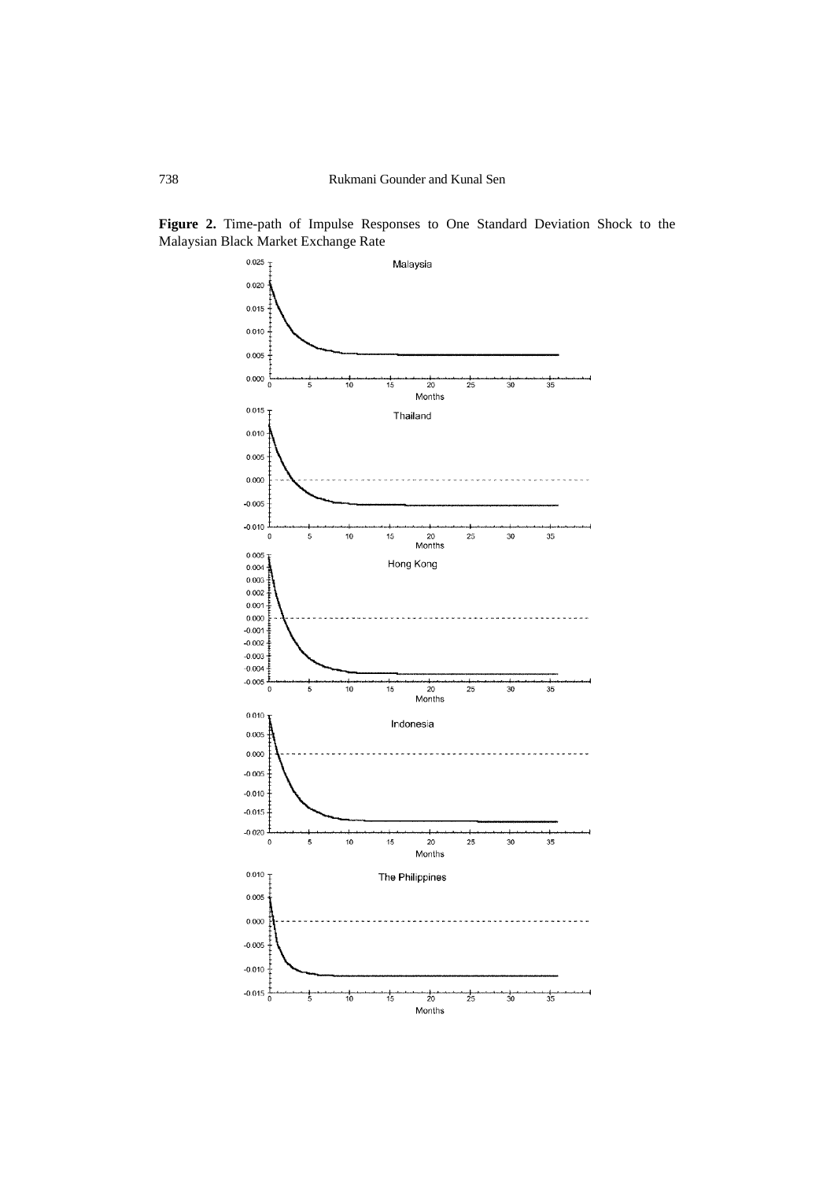**Figure 2.** Time-path of Impulse Responses to One Standard Deviation Shock to the Malaysian Black Market Exchange Rate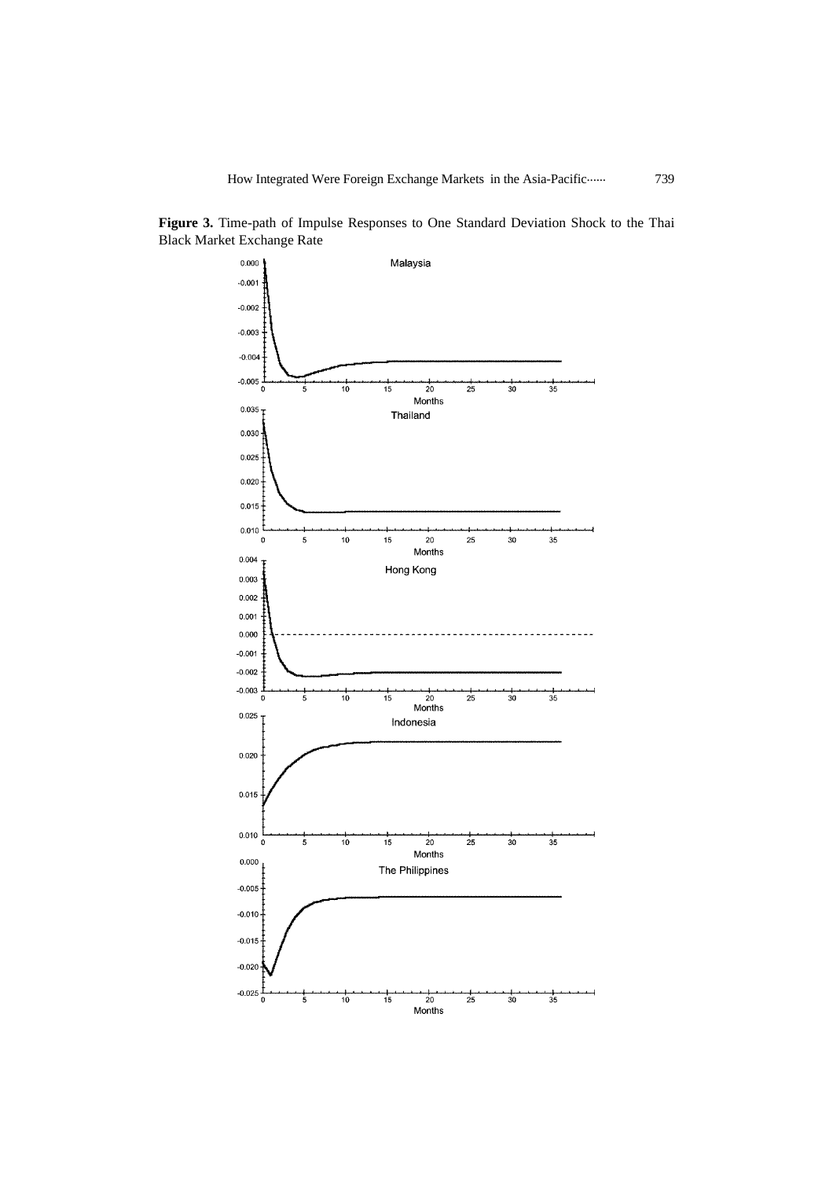**Figure 3.** Time-path of Impulse Responses to One Standard Deviation Shock to the Thai Black Market Exchange Rate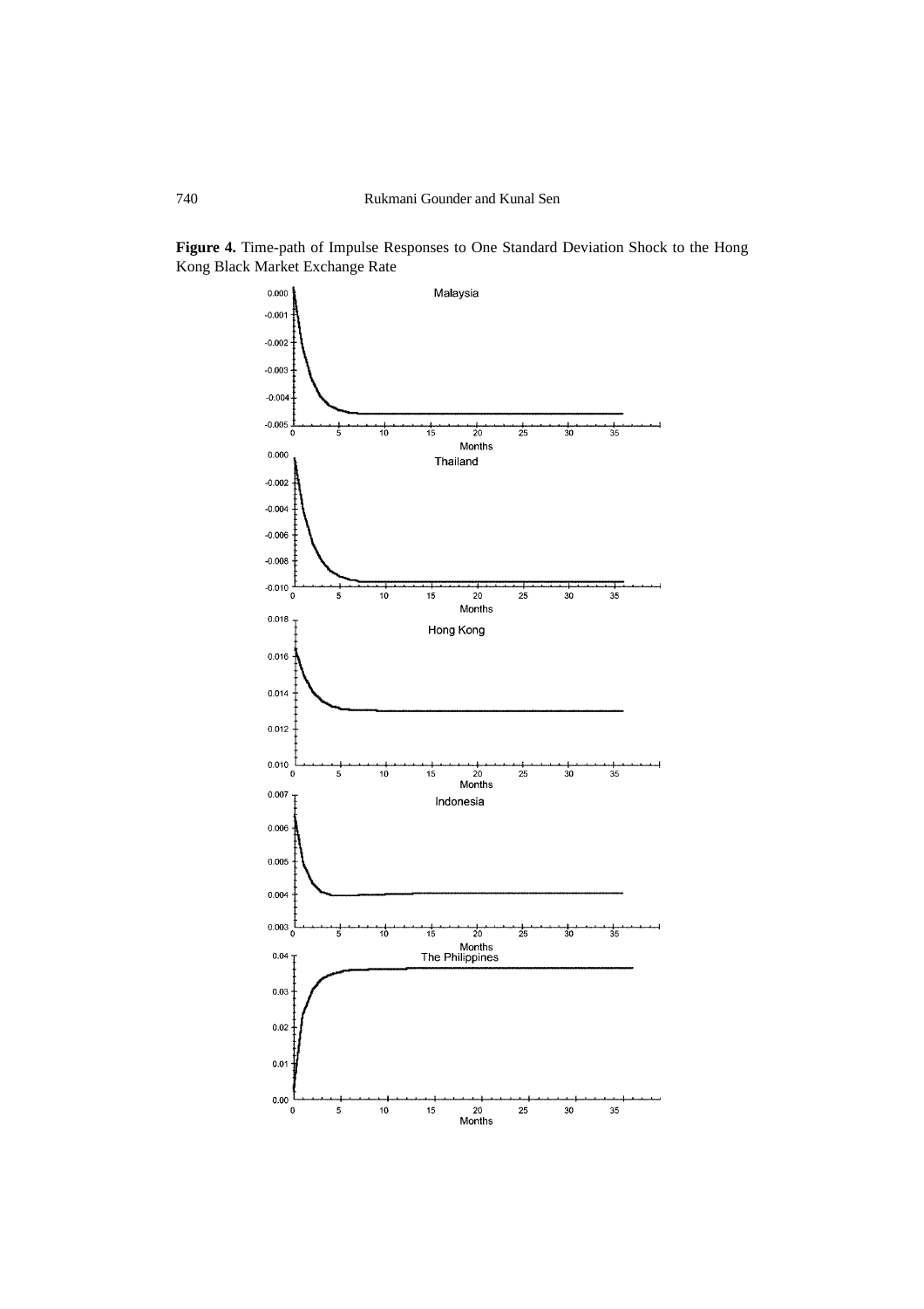**Figure 4.** Time-path of Impulse Responses to One Standard Deviation Shock to the Hong Kong Black Market Exchange Rate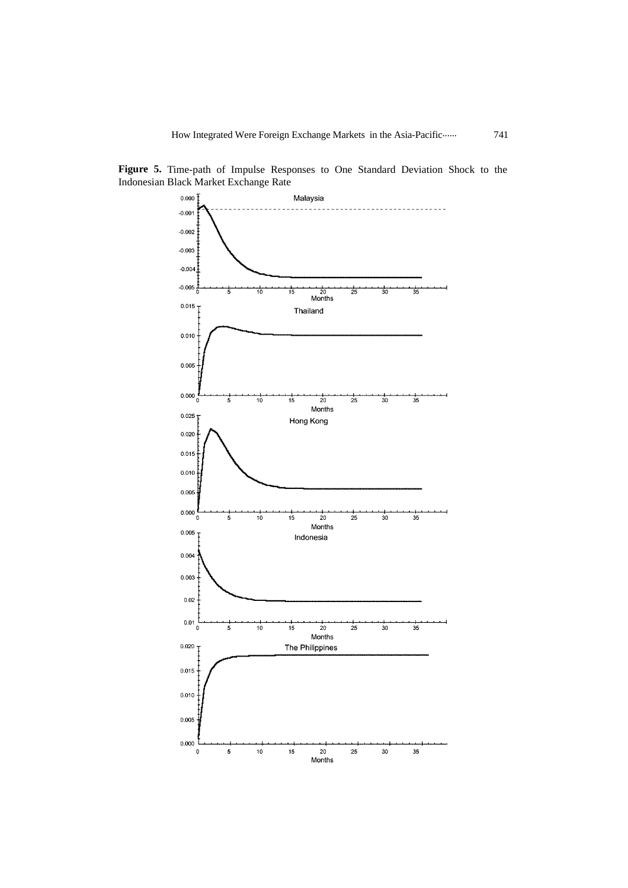**Figure 5.** Time-path of Impulse Responses to One Standard Deviation Shock to the Indonesian Black Market Exchange Rate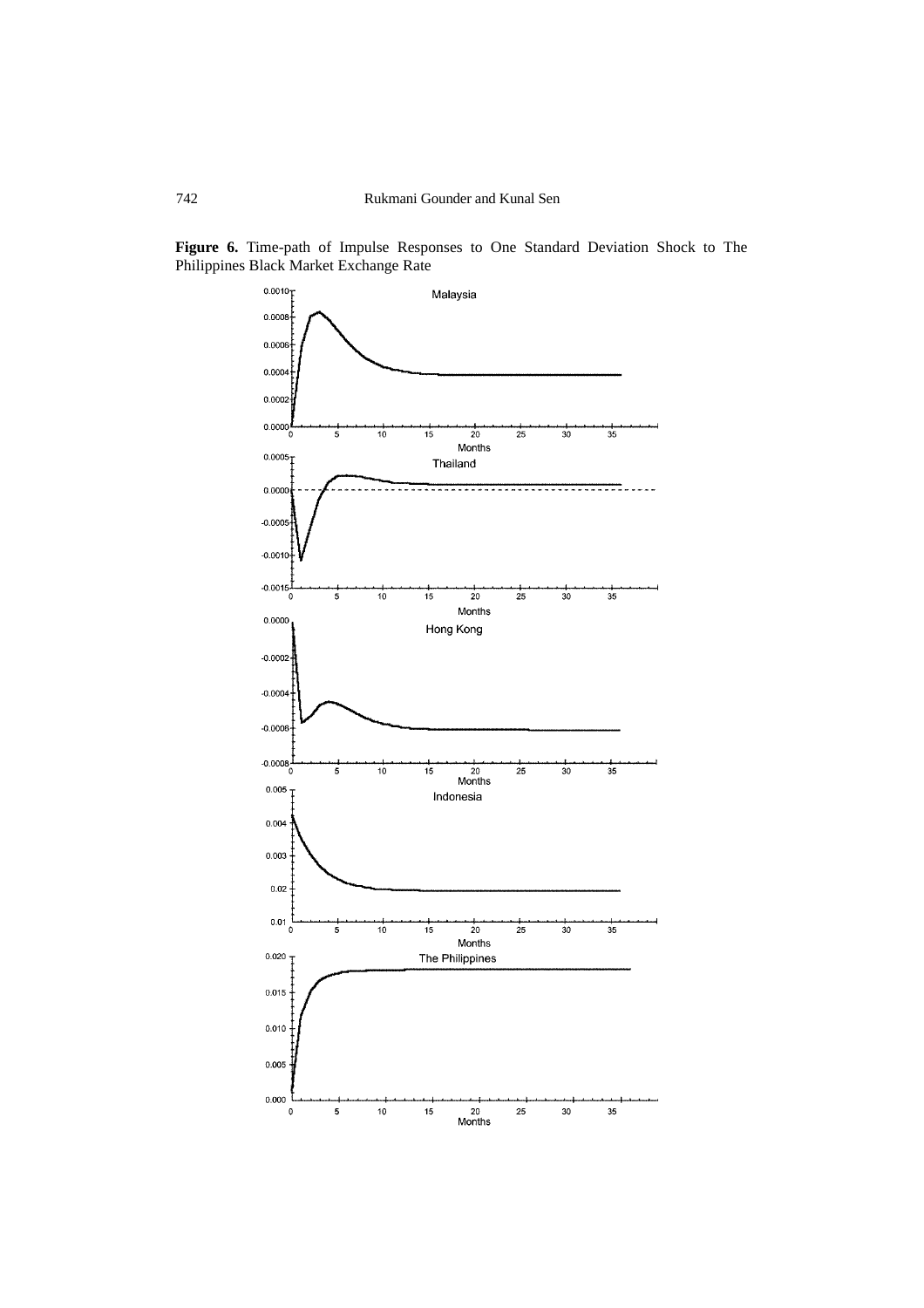**Figure 6.** Time-path of Impulse Responses to One Standard Deviation Shock to The Philippines Black Market Exchange Rate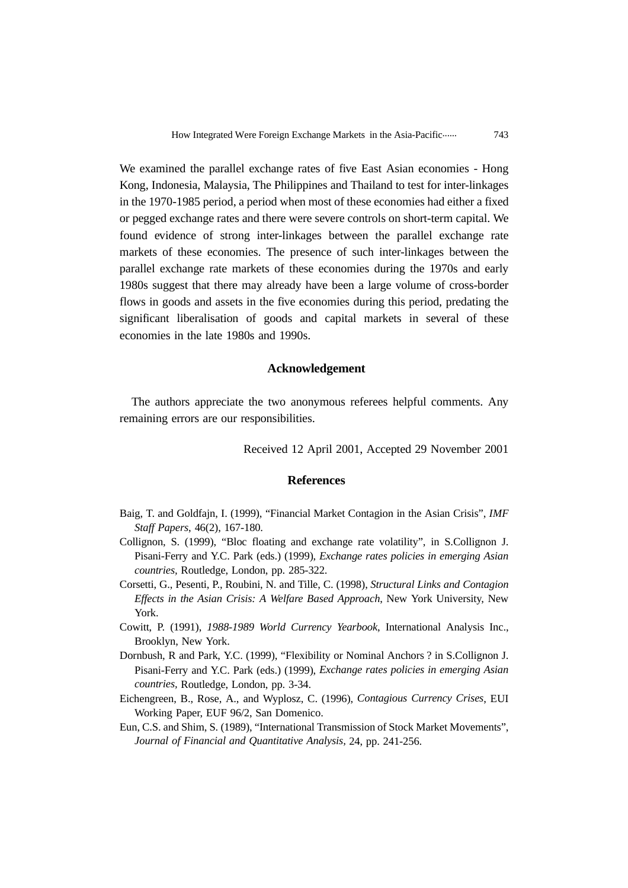We examined the parallel exchange rates of five East Asian economies - Hong Kong, Indonesia, Malaysia, The Philippines and Thailand to test for inter-linkages in the 1970-1985 period, a period when most of these economies had either a fixed or pegged exchange rates and there were severe controls on short-term capital. We found evidence of strong inter-linkages between the parallel exchange rate markets of these economies. The presence of such inter-linkages between the parallel exchange rate markets of these economies during the 1970s and early 1980s suggest that there may already have been a large volume of cross-border flows in goods and assets in the five economies during this period, predating the significant liberalisation of goods and capital markets in several of these economies in the late 1980s and 1990s.

## Acknowledgement

The authors appreciate the two anonymous referees helpful comments. Any remaining errors are our responsibilities.

Received 12 April 2001, Accepted 29 November 2001

## References

Baig, T. and Goldfajn, I. (1999), "Financial Market Contagion in the Asian Crisis", *IMF Staff Papers*, 46(2), 167-180.

Collignon, S. (1999), "Bloc floating and exchange rate volatility", in S.Collignon J. Pisani-Ferry and Y.C. Park (eds.) (1999), *Exchange rates policies in emerging Asian countries*, Routledge, London, pp. 285-322.

Corsetti, G., Pesenti, P., Roubini, N. and Tille, C. (1998), *Structural Links and Contagion Effects in the Asian Crisis: A Welfare Based Approach*, New York University, New York.

Cowitt, P. (1991), *1988-1989 World Currency Yearbook*, International Analysis Inc., Brooklyn, New York.

Dornbush, R and Park, Y.C. (1999), "Flexibility or Nominal Anchors ? in S.Collignon J. Pisani-Ferry and Y.C. Park (eds.) (1999), *Exchange rates policies in emerging Asian countries*, Routledge, London, pp. 3-34.

Eichengreen, B., Rose, A., and Wyplosz, C. (1996), *Contagious Currency Crises*, EUI Working Paper, EUF 96/2, San Domenico.

Eun, C.S. and Shim, S. (1989), "International Transmission of Stock Market Movements", *Journal of Financial and Quantitative Analysis*, 24, pp. 241-256.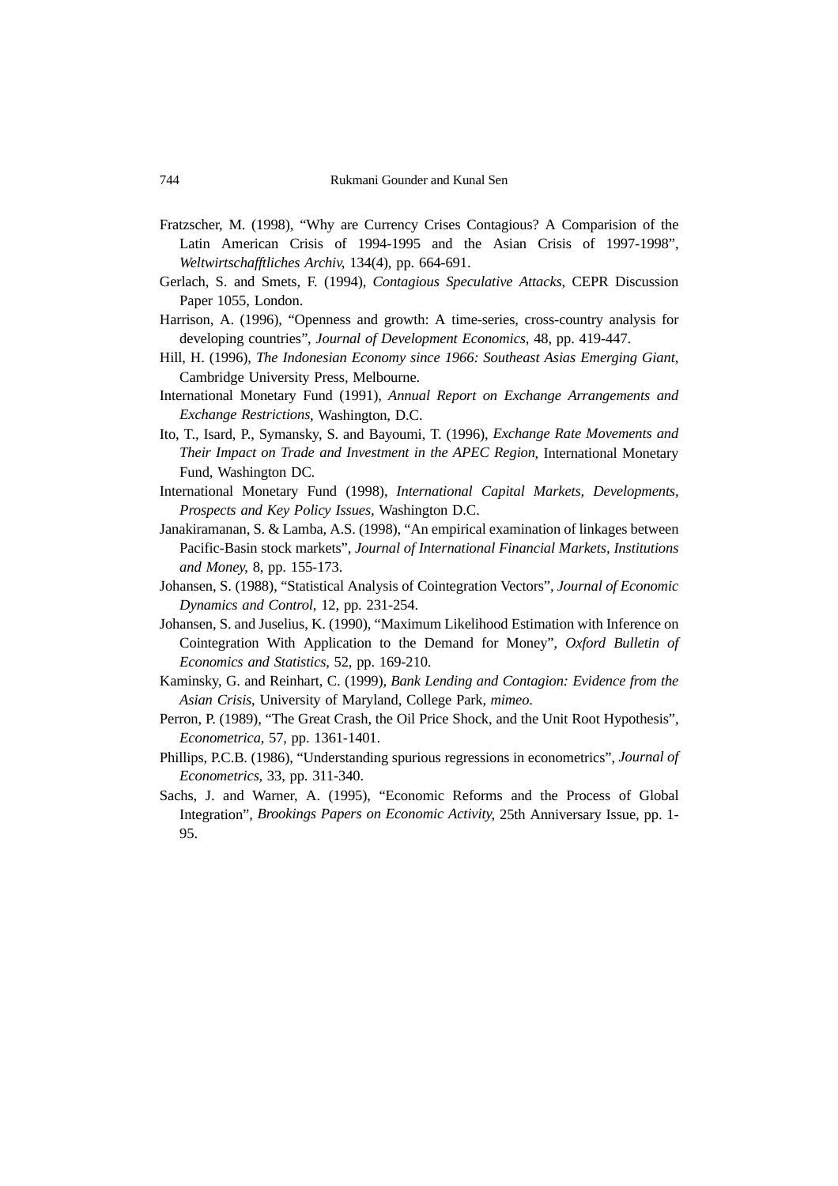Fratzscher, M. (1998), "Why are Currency Crises Contagious? A Comparision of the Latin American Crisis of 1994-1995 and the Asian Crisis of 1997-1998", *Weltwirtschafftliches Archiv*, 134(4), pp. 664-691.

Gerlach, S. and Smets, F. (1994), *Contagious Speculative Attacks*, CEPR Discussion Paper 1055, London.

Harrison, A. (1996), "Openness and growth: A time-series, cross-country analysis for developing countries", *Journal of Development Economics*, 48, pp. 419-447.

Hill, H. (1996), *The Indonesian Economy since 1966: Southeast Asias Emerging Giant*, Cambridge University Press, Melbourne.

International Monetary Fund (1991), *Annual Report on Exchange Arrangements and Exchange Restrictions*, Washington, D.C.

Ito, T., Isard, P., Symansky, S. and Bayoumi, T. (1996), *Exchange Rate Movements and Their Impact on Trade and Investment in the APEC Region*, International Monetary Fund, Washington DC.

International Monetary Fund (1998), *International Capital Markets, Developments, Prospects and Key Policy Issues*, Washington D.C.

Janakiramanan, S. & Lamba, A.S. (1998), "An empirical examination of linkages between Pacific-Basin stock markets", *Journal of International Financial Markets, Institutions and Money*, 8, pp. 155-173.

Johansen, S. (1988), "Statistical Analysis of Cointegration Vectors", *Journal of Economic Dynamics and Control*, 12, pp. 231-254.

Johansen, S. and Juselius, K. (1990), "Maximum Likelihood Estimation with Inference on Cointegration With Application to the Demand for Money", *Oxford Bulletin of Economics and Statistics*, 52, pp. 169-210.

Kaminsky, G. and Reinhart, C. (1999), *Bank Lending and Contagion: Evidence from the Asian Crisis*, University of Maryland, College Park, *mimeo*.

Perron, P. (1989), "The Great Crash, the Oil Price Shock, and the Unit Root Hypothesis", *Econometrica*, 57, pp. 1361-1401.

Phillips, P.C.B. (1986), "Understanding spurious regressions in econometrics", *Journal of Econometrics*, 33, pp. 311-340.

Sachs, J. and Warner, A. (1995), "Economic Reforms and the Process of Global Integration", *Brookings Papers on Economic Activity*, 25th Anniversary Issue, pp. 1-95.